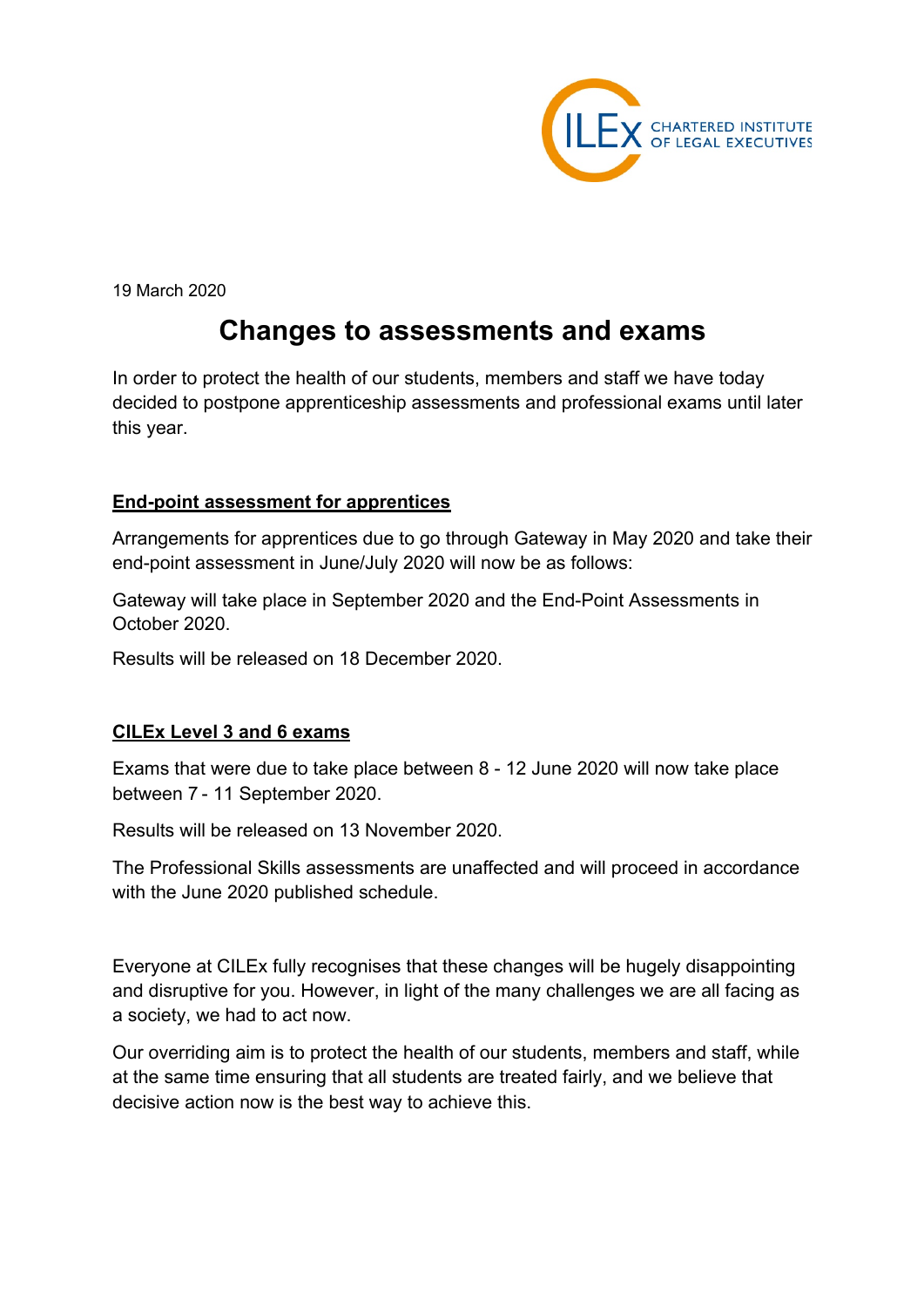CILEx CHARTERED INSTITUTE OF LEGAL EXECUTIVES

19 March 2020

# Changes to assessments and exams

In order to protect the health of our students, members and staff we have today decided to postpone apprenticeship assessments and professional exams until later this year.

## End-point assessment for apprentices

Arrangements for apprentices due to go through Gateway in May 2020 and take their end-point assessment in June/July 2020 will now be as follows:

Gateway will take place in September 2020 and the End-Point Assessments in October 2020.

Results will be released on 18 December 2020.

## CILEx Level 3 and 6 exams

Exams that were due to take place between 8 - 12 June 2020 will now take place between 7 - 11 September 2020.

Results will be released on 13 November 2020.

The Professional Skills assessments are unaffected and will proceed in accordance with the June 2020 published schedule.

Everyone at CILEx fully recognises that these changes will be hugely disappointing and disruptive for you. However, in light of the many challenges we are all facing as a society, we had to act now.

Our overriding aim is to protect the health of our students, members and staff, while at the same time ensuring that all students are treated fairly, and we believe that decisive action now is the best way to achieve this.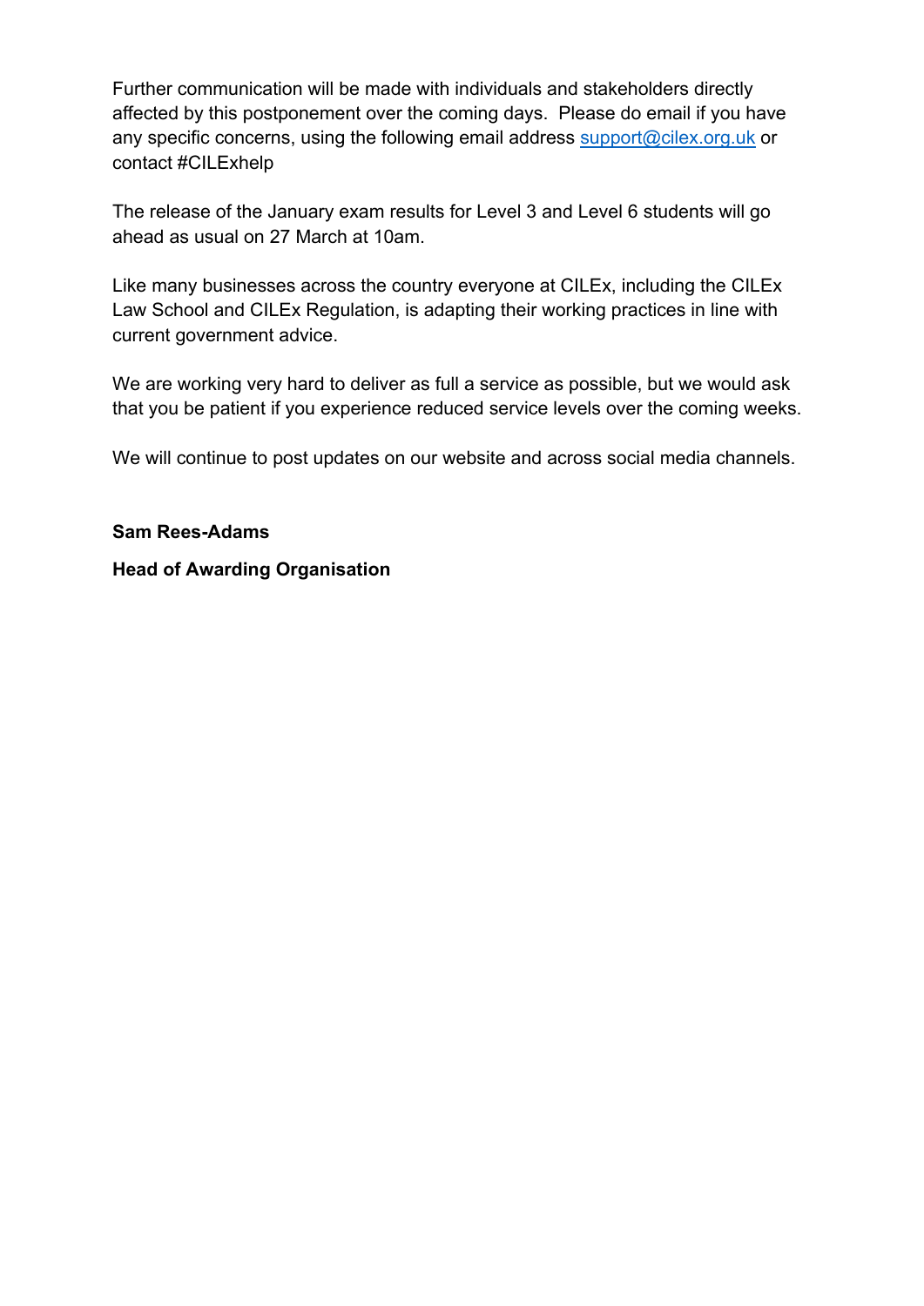Further communication will be made with individuals and stakeholders directly affected by this postponement over the coming days. Please do email if you have any specific concerns, using the following email address support@cilex.org.uk or contact #CILExhelp

The release of the January exam results for Level 3 and Level 6 students will go ahead as usual on 27 March at 10am.

Like many businesses across the country everyone at CILEx, including the CILEx Law School and CILEx Regulation, is adapting their working practices in line with current government advice.

We are working very hard to deliver as full a service as possible, but we would ask that you be patient if you experience reduced service levels over the coming weeks.

We will continue to post updates on our website and across social media channels.

**Sam Rees-Adams**

**Head of Awarding Organisation**